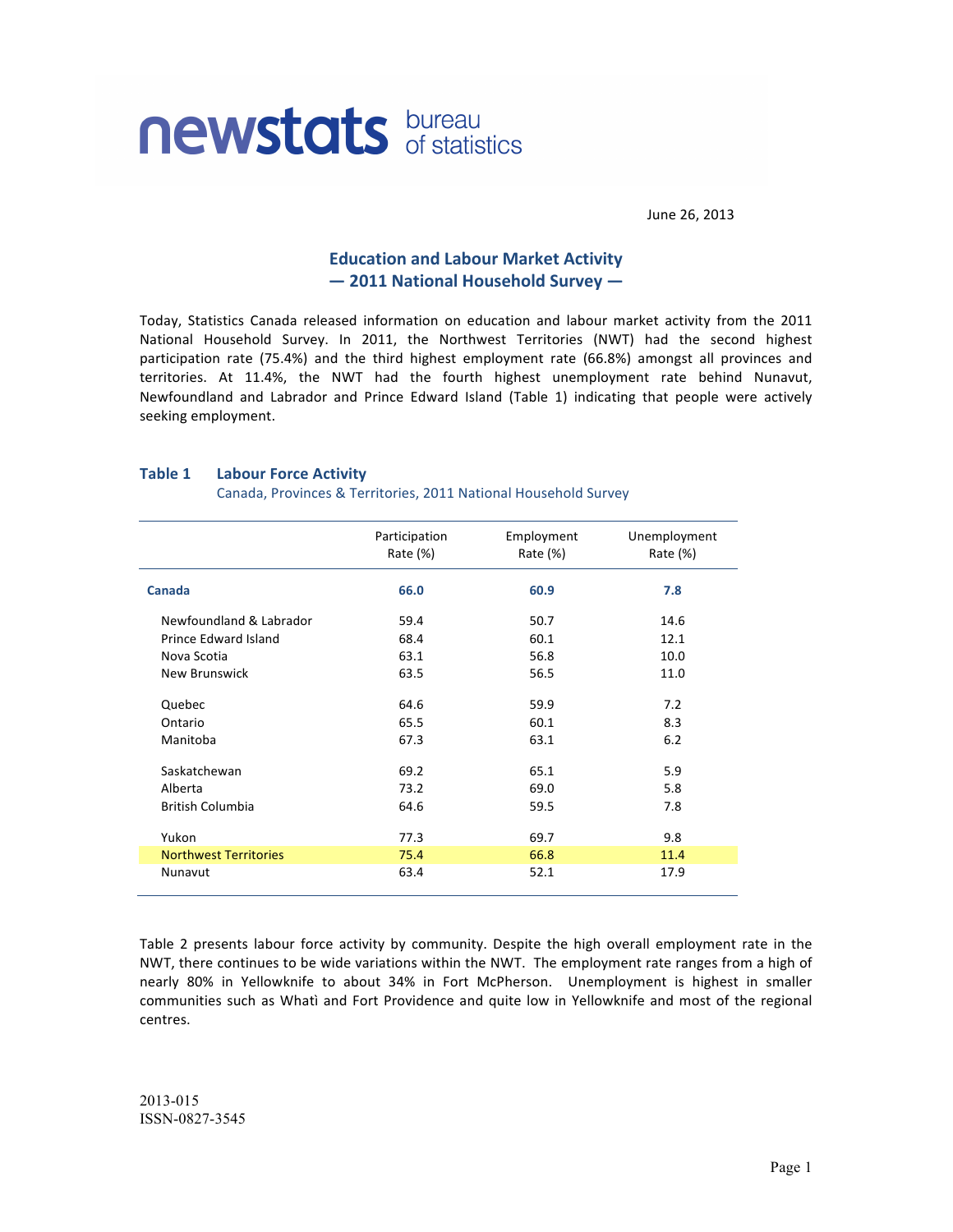newstats bureau of statistics

June 26, 2013

## Education and Labour Market Activity — 2011 National Household Survey —

Today, Statistics Canada released information on education and labour market activity from the 2011 National Household Survey. In 2011, the Northwest Territories (NWT) had the second highest participation rate (75.4%) and the third highest employment rate (66.8%) amongst all provinces and territories. At 11.4%, the NWT had the fourth highest unemployment rate behind Nunavut, Newfoundland and Labrador and Prince Edward Island (Table 1) indicating that people were actively seeking employment.

**Table 1 Labour Force Activity**
Canada, Provinces & Territories, 2011 National Household Survey

| | Participation Rate (%) | Employment Rate (%) | Unemployment Rate (%) |
|---|---|---|---|
| **Canada** | **66.0** | **60.9** | **7.8** |
| Newfoundland & Labrador | 59.4 | 50.7 | 14.6 |
| Prince Edward Island | 68.4 | 60.1 | 12.1 |
| Nova Scotia | 63.1 | 56.8 | 10.0 |
| New Brunswick | 63.5 | 56.5 | 11.0 |
| Quebec | 64.6 | 59.9 | 7.2 |
| Ontario | 65.5 | 60.1 | 8.3 |
| Manitoba | 67.3 | 63.1 | 6.2 |
| Saskatchewan | 69.2 | 65.1 | 5.9 |
| Alberta | 73.2 | 69.0 | 5.8 |
| British Columbia | 64.6 | 59.5 | 7.8 |
| Yukon | 77.3 | 69.7 | 9.8 |
| Northwest Territories | 75.4 | 66.8 | 11.4 |
| Nunavut | 63.4 | 52.1 | 17.9 |

Table 2 presents labour force activity by community. Despite the high overall employment rate in the NWT, there continues to be wide variations within the NWT. The employment rate ranges from a high of nearly 80% in Yellowknife to about 34% in Fort McPherson. Unemployment is highest in smaller communities such as Whatì and Fort Providence and quite low in Yellowknife and most of the regional centres.

2013-015
ISSN-0827-3545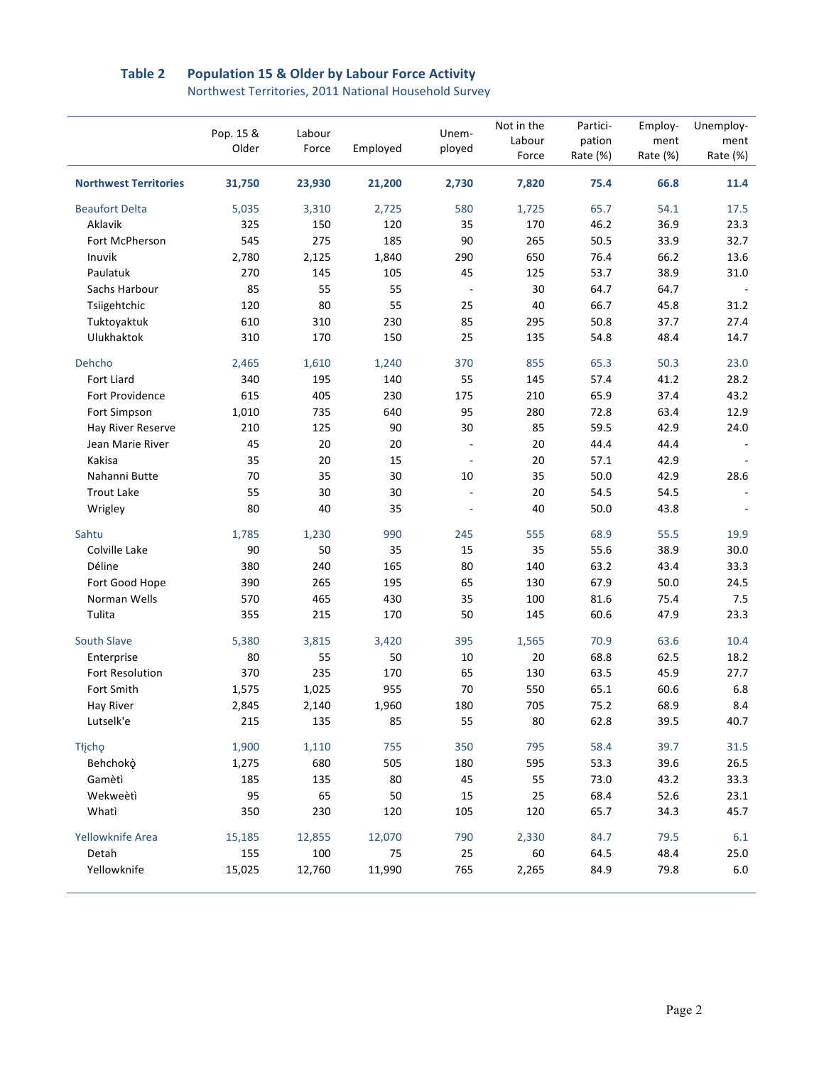## Table 2 Population 15 & Older by Labour Force Activity

Northwest Territories, 2011 National Household Survey

| | Pop. 15 & Older | Labour Force | Employed | Unem-ployed | Not in the Labour Force | Partici-pation Rate (%) | Employ-ment Rate (%) | Unemploy-ment Rate (%) |
|---|---|---|---|---|---|---|---|---|
| **Northwest Territories** | **31,750** | **23,930** | **21,200** | **2,730** | **7,820** | **75.4** | **66.8** | **11.4** |
| Beaufort Delta | 5,035 | 3,310 | 2,725 | 580 | 1,725 | 65.7 | 54.1 | 17.5 |
| Aklavik | 325 | 150 | 120 | 35 | 170 | 46.2 | 36.9 | 23.3 |
| Fort McPherson | 545 | 275 | 185 | 90 | 265 | 50.5 | 33.9 | 32.7 |
| Inuvik | 2,780 | 2,125 | 1,840 | 290 | 650 | 76.4 | 66.2 | 13.6 |
| Paulatuk | 270 | 145 | 105 | 45 | 125 | 53.7 | 38.9 | 31.0 |
| Sachs Harbour | 85 | 55 | 55 | - | 30 | 64.7 | 64.7 | - |
| Tsiigehtchic | 120 | 80 | 55 | 25 | 40 | 66.7 | 45.8 | 31.2 |
| Tuktoyaktuk | 610 | 310 | 230 | 85 | 295 | 50.8 | 37.7 | 27.4 |
| Ulukhaktok | 310 | 170 | 150 | 25 | 135 | 54.8 | 48.4 | 14.7 |
| Dehcho | 2,465 | 1,610 | 1,240 | 370 | 855 | 65.3 | 50.3 | 23.0 |
| Fort Liard | 340 | 195 | 140 | 55 | 145 | 57.4 | 41.2 | 28.2 |
| Fort Providence | 615 | 405 | 230 | 175 | 210 | 65.9 | 37.4 | 43.2 |
| Fort Simpson | 1,010 | 735 | 640 | 95 | 280 | 72.8 | 63.4 | 12.9 |
| Hay River Reserve | 210 | 125 | 90 | 30 | 85 | 59.5 | 42.9 | 24.0 |
| Jean Marie River | 45 | 20 | 20 | - | 20 | 44.4 | 44.4 | - |
| Kakisa | 35 | 20 | 15 | - | 20 | 57.1 | 42.9 | - |
| Nahanni Butte | 70 | 35 | 30 | 10 | 35 | 50.0 | 42.9 | 28.6 |
| Trout Lake | 55 | 30 | 30 | - | 20 | 54.5 | 54.5 | - |
| Wrigley | 80 | 40 | 35 | - | 40 | 50.0 | 43.8 | - |
| Sahtu | 1,785 | 1,230 | 990 | 245 | 555 | 68.9 | 55.5 | 19.9 |
| Colville Lake | 90 | 50 | 35 | 15 | 35 | 55.6 | 38.9 | 30.0 |
| Déline | 380 | 240 | 165 | 80 | 140 | 63.2 | 43.4 | 33.3 |
| Fort Good Hope | 390 | 265 | 195 | 65 | 130 | 67.9 | 50.0 | 24.5 |
| Norman Wells | 570 | 465 | 430 | 35 | 100 | 81.6 | 75.4 | 7.5 |
| Tulita | 355 | 215 | 170 | 50 | 145 | 60.6 | 47.9 | 23.3 |
| South Slave | 5,380 | 3,815 | 3,420 | 395 | 1,565 | 70.9 | 63.6 | 10.4 |
| Enterprise | 80 | 55 | 50 | 10 | 20 | 68.8 | 62.5 | 18.2 |
| Fort Resolution | 370 | 235 | 170 | 65 | 130 | 63.5 | 45.9 | 27.7 |
| Fort Smith | 1,575 | 1,025 | 955 | 70 | 550 | 65.1 | 60.6 | 6.8 |
| Hay River | 2,845 | 2,140 | 1,960 | 180 | 705 | 75.2 | 68.9 | 8.4 |
| Lutselk'e | 215 | 135 | 85 | 55 | 80 | 62.8 | 39.5 | 40.7 |
| Tłı̨chǫ | 1,900 | 1,110 | 755 | 350 | 795 | 58.4 | 39.7 | 31.5 |
| Behchokǫ̀ | 1,275 | 680 | 505 | 180 | 595 | 53.3 | 39.6 | 26.5 |
| Gamètì | 185 | 135 | 80 | 45 | 55 | 73.0 | 43.2 | 33.3 |
| Wekweètì | 95 | 65 | 50 | 15 | 25 | 68.4 | 52.6 | 23.1 |
| Whatì | 350 | 230 | 120 | 105 | 120 | 65.7 | 34.3 | 45.7 |
| Yellowknife Area | 15,185 | 12,855 | 12,070 | 790 | 2,330 | 84.7 | 79.5 | 6.1 |
| Detah | 155 | 100 | 75 | 25 | 60 | 64.5 | 48.4 | 25.0 |
| Yellowknife | 15,025 | 12,760 | 11,990 | 765 | 2,265 | 84.9 | 79.8 | 6.0 |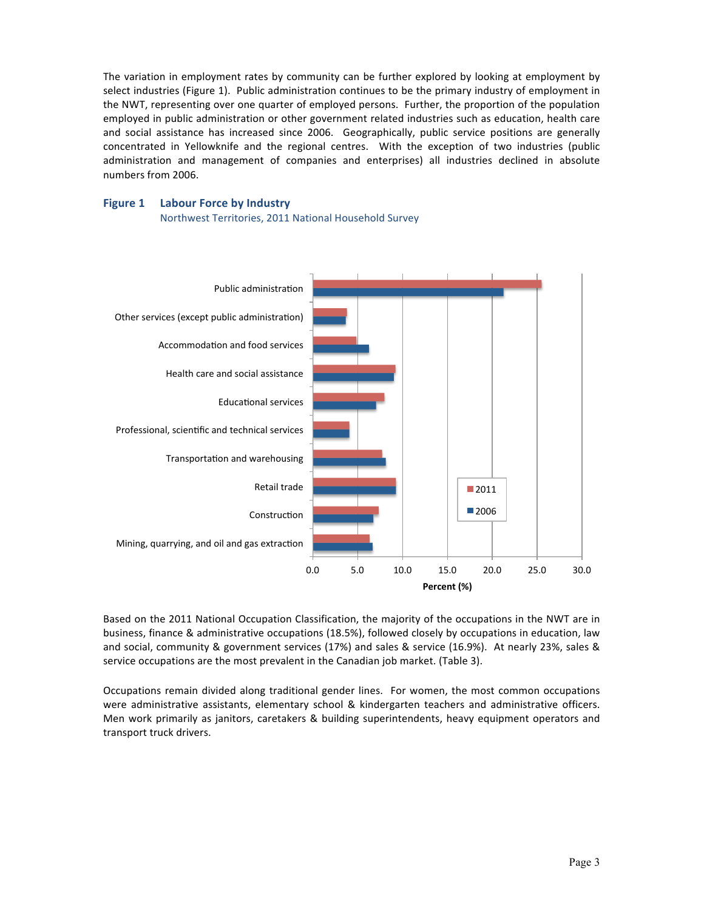The variation in employment rates by community can be further explored by looking at employment by select industries (Figure 1). Public administration continues to be the primary industry of employment in the NWT, representing over one quarter of employed persons. Further, the proportion of the population employed in public administration or other government related industries such as education, health care and social assistance has increased since 2006. Geographically, public service positions are generally concentrated in Yellowknife and the regional centres. With the exception of two industries (public administration and management of companies and enterprises) all industries declined in absolute numbers from 2006.

**Figure 1 Labour Force by Industry**
Northwest Territories, 2011 National Household Survey

Based on the 2011 National Occupation Classification, the majority of the occupations in the NWT are in business, finance & administrative occupations (18.5%), followed closely by occupations in education, law and social, community & government services (17%) and sales & service (16.9%). At nearly 23%, sales & service occupations are the most prevalent in the Canadian job market. (Table 3).

Occupations remain divided along traditional gender lines. For women, the most common occupations were administrative assistants, elementary school & kindergarten teachers and administrative officers. Men work primarily as janitors, caretakers & building superintendents, heavy equipment operators and transport truck drivers.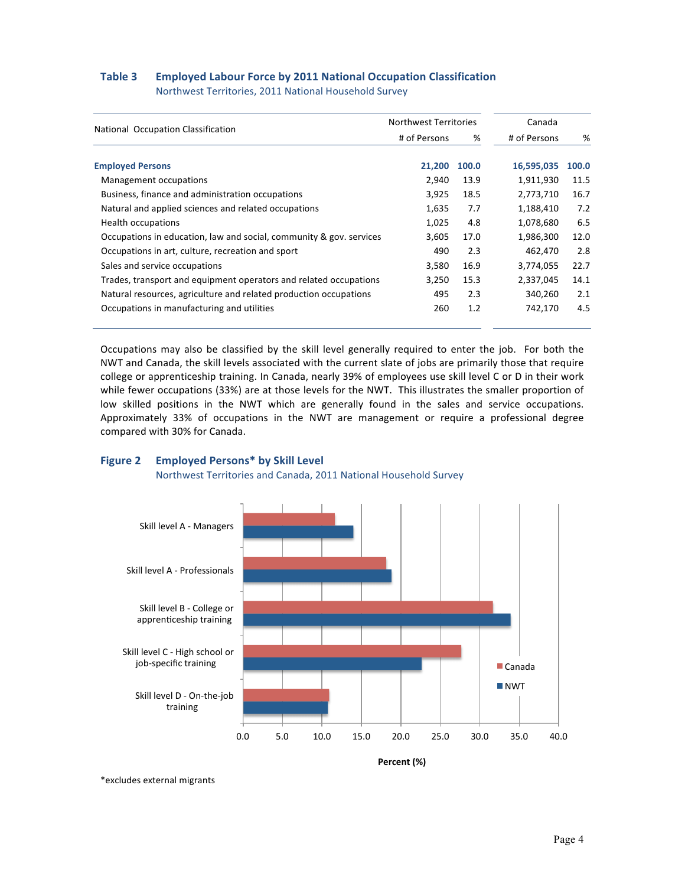### Table 3 Employed Labour Force by 2011 National Occupation Classification

Northwest Territories, 2011 National Household Survey

| National Occupation Classification | Northwest Territories | | Canada | |
|---|---|---|---|---|
| | # of Persons | % | # of Persons | % |
| **Employed Persons** | **21,200** | **100.0** | **16,595,035** | **100.0** |
| Management occupations | 2,940 | 13.9 | 1,911,930 | 11.5 |
| Business, finance and administration occupations | 3,925 | 18.5 | 2,773,710 | 16.7 |
| Natural and applied sciences and related occupations | 1,635 | 7.7 | 1,188,410 | 7.2 |
| Health occupations | 1,025 | 4.8 | 1,078,680 | 6.5 |
| Occupations in education, law and social, community & gov. services | 3,605 | 17.0 | 1,986,300 | 12.0 |
| Occupations in art, culture, recreation and sport | 490 | 2.3 | 462,470 | 2.8 |
| Sales and service occupations | 3,580 | 16.9 | 3,774,055 | 22.7 |
| Trades, transport and equipment operators and related occupations | 3,250 | 15.3 | 2,337,045 | 14.1 |
| Natural resources, agriculture and related production occupations | 495 | 2.3 | 340,260 | 2.1 |
| Occupations in manufacturing and utilities | 260 | 1.2 | 742,170 | 4.5 |

Occupations may also be classified by the skill level generally required to enter the job. For both the NWT and Canada, the skill levels associated with the current slate of jobs are primarily those that require college or apprenticeship training. In Canada, nearly 39% of employees use skill level C or D in their work while fewer occupations (33%) are at those levels for the NWT. This illustrates the smaller proportion of low skilled positions in the NWT which are generally found in the sales and service occupations. Approximately 33% of occupations in the NWT are management or require a professional degree compared with 30% for Canada.

### Figure 2 Employed Persons* by Skill Level

Northwest Territories and Canada, 2011 National Household Survey

Skill level A - Managers
Skill level A - Professionals
Skill level B - College or apprenticeship training
Skill level C - High school or job-specific training
Skill level D - On-the-job training

Canada
NWT

0.0 5.0 10.0 15.0 20.0 25.0 30.0 35.0 40.0

Percent (%)

*excludes external migrants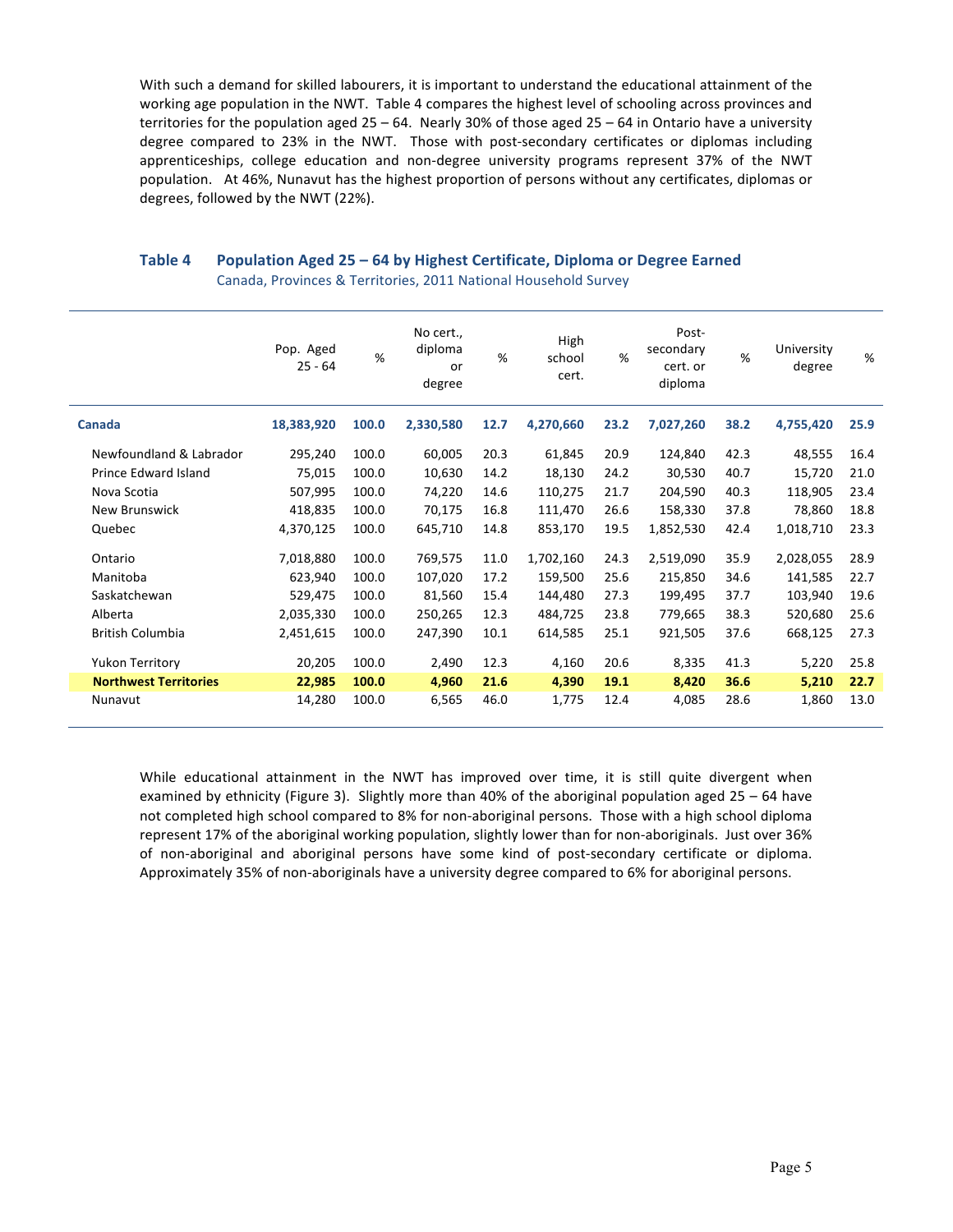With such a demand for skilled labourers, it is important to understand the educational attainment of the working age population in the NWT. Table 4 compares the highest level of schooling across provinces and territories for the population aged 25 – 64. Nearly 30% of those aged 25 – 64 in Ontario have a university degree compared to 23% in the NWT. Those with post-secondary certificates or diplomas including apprenticeships, college education and non-degree university programs represent 37% of the NWT population. At 46%, Nunavut has the highest proportion of persons without any certificates, diplomas or degrees, followed by the NWT (22%).

**Table 4 Population Aged 25 – 64 by Highest Certificate, Diploma or Degree Earned**
Canada, Provinces & Territories, 2011 National Household Survey

| | Pop. Aged 25 - 64 | % | No cert., diploma or degree | % | High school cert. | % | Post-secondary cert. or diploma | % | University degree | % |
|---|---|---|---|---|---|---|---|---|---|---|
| **Canada** | **18,383,920** | **100.0** | **2,330,580** | **12.7** | **4,270,660** | **23.2** | **7,027,260** | **38.2** | **4,755,420** | **25.9** |
| Newfoundland & Labrador | 295,240 | 100.0 | 60,005 | 20.3 | 61,845 | 20.9 | 124,840 | 42.3 | 48,555 | 16.4 |
| Prince Edward Island | 75,015 | 100.0 | 10,630 | 14.2 | 18,130 | 24.2 | 30,530 | 40.7 | 15,720 | 21.0 |
| Nova Scotia | 507,995 | 100.0 | 74,220 | 14.6 | 110,275 | 21.7 | 204,590 | 40.3 | 118,905 | 23.4 |
| New Brunswick | 418,835 | 100.0 | 70,175 | 16.8 | 111,470 | 26.6 | 158,330 | 37.8 | 78,860 | 18.8 |
| Quebec | 4,370,125 | 100.0 | 645,710 | 14.8 | 853,170 | 19.5 | 1,852,530 | 42.4 | 1,018,710 | 23.3 |
| Ontario | 7,018,880 | 100.0 | 769,575 | 11.0 | 1,702,160 | 24.3 | 2,519,090 | 35.9 | 2,028,055 | 28.9 |
| Manitoba | 623,940 | 100.0 | 107,020 | 17.2 | 159,500 | 25.6 | 215,850 | 34.6 | 141,585 | 22.7 |
| Saskatchewan | 529,475 | 100.0 | 81,560 | 15.4 | 144,480 | 27.3 | 199,495 | 37.7 | 103,940 | 19.6 |
| Alberta | 2,035,330 | 100.0 | 250,265 | 12.3 | 484,725 | 23.8 | 779,665 | 38.3 | 520,680 | 25.6 |
| British Columbia | 2,451,615 | 100.0 | 247,390 | 10.1 | 614,585 | 25.1 | 921,505 | 37.6 | 668,125 | 27.3 |
| Yukon Territory | 20,205 | 100.0 | 2,490 | 12.3 | 4,160 | 20.6 | 8,335 | 41.3 | 5,220 | 25.8 |
| **Northwest Territories** | **22,985** | **100.0** | **4,960** | **21.6** | **4,390** | **19.1** | **8,420** | **36.6** | **5,210** | **22.7** |
| Nunavut | 14,280 | 100.0 | 6,565 | 46.0 | 1,775 | 12.4 | 4,085 | 28.6 | 1,860 | 13.0 |

While educational attainment in the NWT has improved over time, it is still quite divergent when examined by ethnicity (Figure 3). Slightly more than 40% of the aboriginal population aged 25 – 64 have not completed high school compared to 8% for non-aboriginal persons. Those with a high school diploma represent 17% of the aboriginal working population, slightly lower than for non-aboriginals. Just over 36% of non-aboriginal and aboriginal persons have some kind of post-secondary certificate or diploma. Approximately 35% of non-aboriginals have a university degree compared to 6% for aboriginal persons.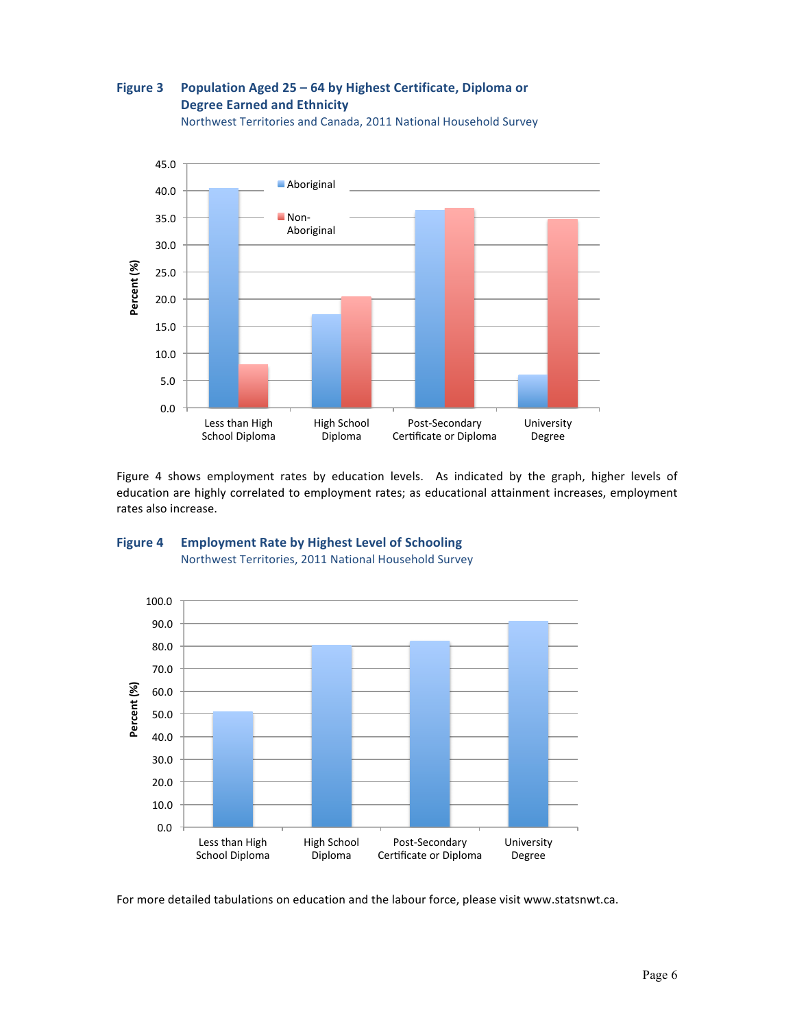**Figure 3 Population Aged 25 – 64 by Highest Certificate, Diploma or Degree Earned and Ethnicity**

Northwest Territories and Canada, 2011 National Household Survey

Percent (%)

45.0
40.0
35.0
30.0
25.0
20.0
15.0
10.0
5.0
0.0

Aboriginal

Non-Aboriginal

Less than High School Diploma

High School Diploma

Post-Secondary Certificate or Diploma

University Degree

Figure 4 shows employment rates by education levels. As indicated by the graph, higher levels of education are highly correlated to employment rates; as educational attainment increases, employment rates also increase.

**Figure 4 Employment Rate by Highest Level of Schooling**

Northwest Territories, 2011 National Household Survey

Percent (%)

100.0
90.0
80.0
70.0
60.0
50.0
40.0
30.0
20.0
10.0
0.0

Less than High School Diploma

High School Diploma

Post-Secondary Certificate or Diploma

University Degree

For more detailed tabulations on education and the labour force, please visit www.statsnwt.ca.